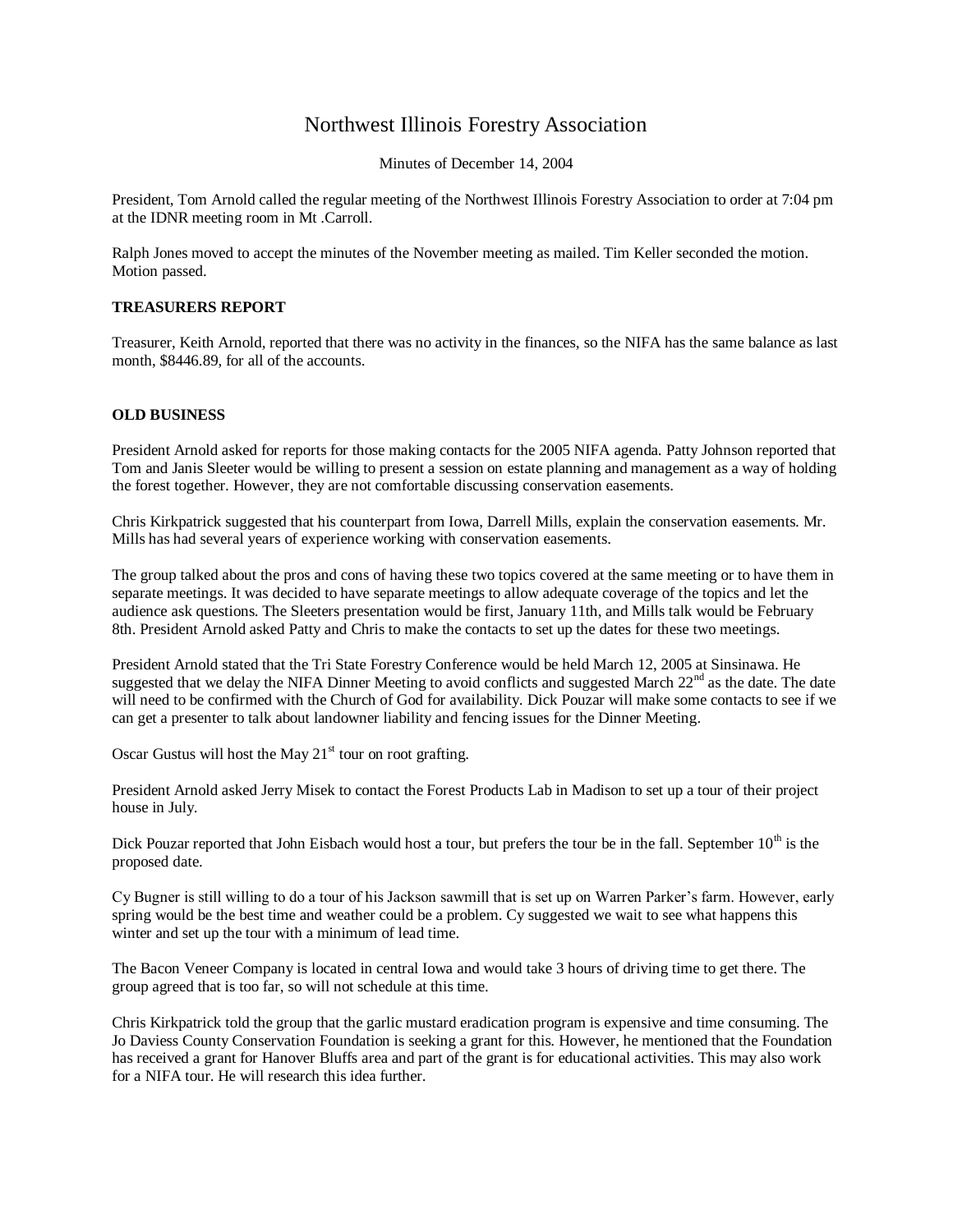# Northwest Illinois Forestry Association

Minutes of December 14, 2004

President, Tom Arnold called the regular meeting of the Northwest Illinois Forestry Association to order at 7:04 pm at the IDNR meeting room in Mt .Carroll.

Ralph Jones moved to accept the minutes of the November meeting as mailed. Tim Keller seconded the motion. Motion passed.

**TREASURERS REPORT**

Treasurer, Keith Arnold, reported that there was no activity in the finances, so the NIFA has the same balance as last month, $8446.89, for all of the accounts.

**OLD BUSINESS**

President Arnold asked for reports for those making contacts for the 2005 NIFA agenda. Patty Johnson reported that Tom and Janis Sleeter would be willing to present a session on estate planning and management as a way of holding the forest together. However, they are not comfortable discussing conservation easements.

Chris Kirkpatrick suggested that his counterpart from Iowa, Darrell Mills, explain the conservation easements. Mr. Mills has had several years of experience working with conservation easements.

The group talked about the pros and cons of having these two topics covered at the same meeting or to have them in separate meetings. It was decided to have separate meetings to allow adequate coverage of the topics and let the audience ask questions. The Sleeters presentation would be first, January 11th, and Mills talk would be February 8th. President Arnold asked Patty and Chris to make the contacts to set up the dates for these two meetings.

President Arnold stated that the Tri State Forestry Conference would be held March 12, 2005 at Sinsinawa. He suggested that we delay the NIFA Dinner Meeting to avoid conflicts and suggested March 22nd as the date. The date will need to be confirmed with the Church of God for availability. Dick Pouzar will make some contacts to see if we can get a presenter to talk about landowner liability and fencing issues for the Dinner Meeting.

Oscar Gustus will host the May 21st tour on root grafting.

President Arnold asked Jerry Misek to contact the Forest Products Lab in Madison to set up a tour of their project house in July.

Dick Pouzar reported that John Eisbach would host a tour, but prefers the tour be in the fall. September 10th is the proposed date.

Cy Bugner is still willing to do a tour of his Jackson sawmill that is set up on Warren Parker's farm. However, early spring would be the best time and weather could be a problem. Cy suggested we wait to see what happens this winter and set up the tour with a minimum of lead time.

The Bacon Veneer Company is located in central Iowa and would take 3 hours of driving time to get there. The group agreed that is too far, so will not schedule at this time.

Chris Kirkpatrick told the group that the garlic mustard eradication program is expensive and time consuming. The Jo Daviess County Conservation Foundation is seeking a grant for this. However, he mentioned that the Foundation has received a grant for Hanover Bluffs area and part of the grant is for educational activities. This may also work for a NIFA tour. He will research this idea further.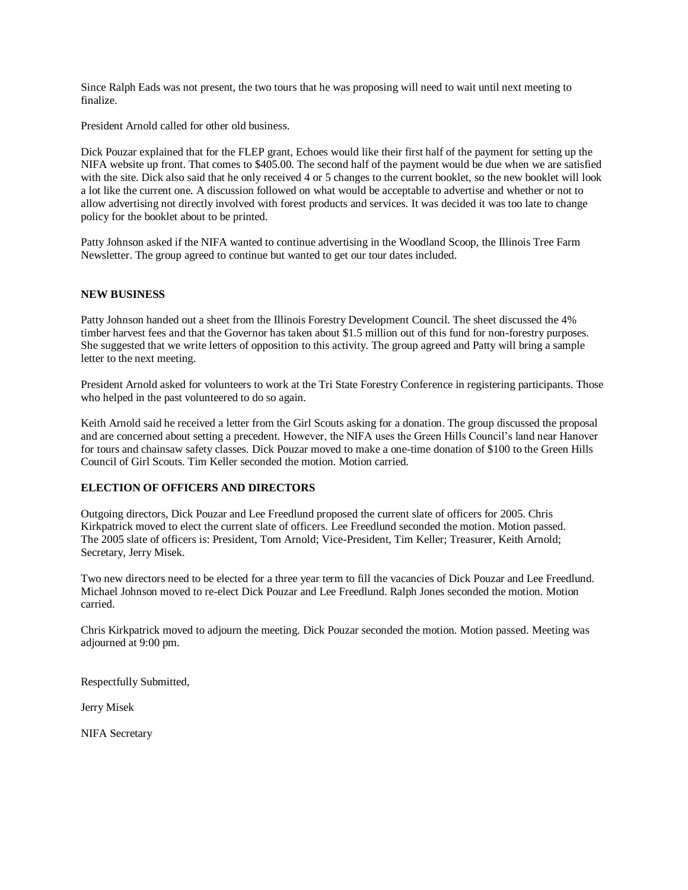Since Ralph Eads was not present, the two tours that he was proposing will need to wait until next meeting to finalize.

President Arnold called for other old business.

Dick Pouzar explained that for the FLEP grant, Echoes would like their first half of the payment for setting up the NIFA website up front. That comes to $405.00. The second half of the payment would be due when we are satisfied with the site. Dick also said that he only received 4 or 5 changes to the current booklet, so the new booklet will look a lot like the current one. A discussion followed on what would be acceptable to advertise and whether or not to allow advertising not directly involved with forest products and services. It was decided it was too late to change policy for the booklet about to be printed.

Patty Johnson asked if the NIFA wanted to continue advertising in the Woodland Scoop, the Illinois Tree Farm Newsletter. The group agreed to continue but wanted to get our tour dates included.

**NEW BUSINESS**

Patty Johnson handed out a sheet from the Illinois Forestry Development Council. The sheet discussed the 4% timber harvest fees and that the Governor has taken about $1.5 million out of this fund for non-forestry purposes. She suggested that we write letters of opposition to this activity. The group agreed and Patty will bring a sample letter to the next meeting.

President Arnold asked for volunteers to work at the Tri State Forestry Conference in registering participants. Those who helped in the past volunteered to do so again.

Keith Arnold said he received a letter from the Girl Scouts asking for a donation. The group discussed the proposal and are concerned about setting a precedent. However, the NIFA uses the Green Hills Council's land near Hanover for tours and chainsaw safety classes. Dick Pouzar moved to make a one-time donation of $100 to the Green Hills Council of Girl Scouts. Tim Keller seconded the motion. Motion carried.

**ELECTION OF OFFICERS AND DIRECTORS**

Outgoing directors, Dick Pouzar and Lee Freedlund proposed the current slate of officers for 2005. Chris Kirkpatrick moved to elect the current slate of officers. Lee Freedlund seconded the motion. Motion passed. The 2005 slate of officers is: President, Tom Arnold; Vice-President, Tim Keller; Treasurer, Keith Arnold; Secretary, Jerry Misek.

Two new directors need to be elected for a three year term to fill the vacancies of Dick Pouzar and Lee Freedlund. Michael Johnson moved to re-elect Dick Pouzar and Lee Freedlund. Ralph Jones seconded the motion. Motion carried.

Chris Kirkpatrick moved to adjourn the meeting. Dick Pouzar seconded the motion. Motion passed. Meeting was adjourned at 9:00 pm.

Respectfully Submitted,

Jerry Misek

NIFA Secretary